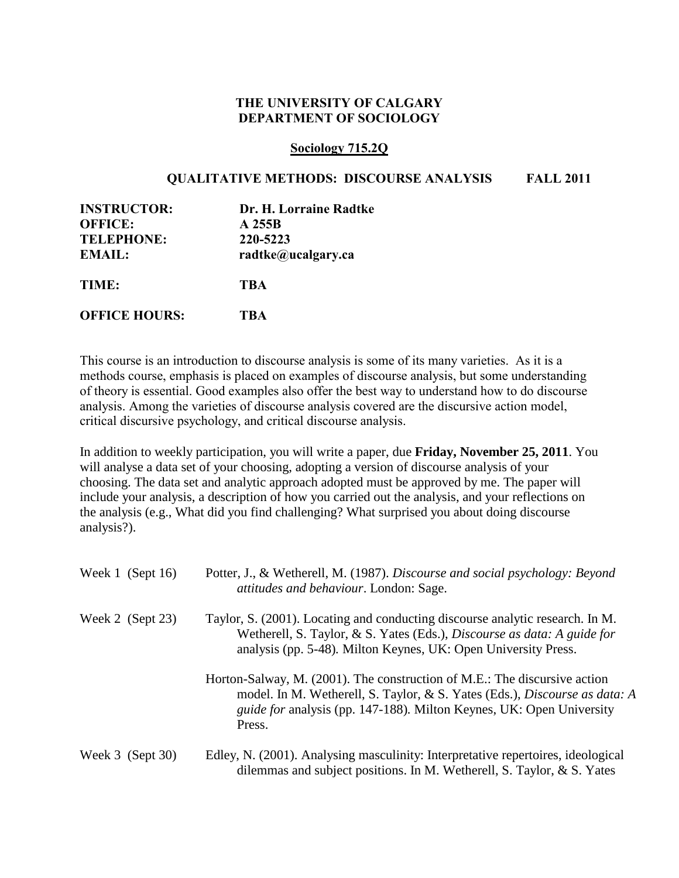**THE UNIVERSITY OF CALGARY**
**DEPARTMENT OF SOCIOLOGY**

**Sociology 715.2Q**

**QUALITATIVE METHODS: DISCOURSE ANALYSIS FALL 2011**

| | |
|---|---|
| **INSTRUCTOR:** | **Dr. H. Lorraine Radtke** |
| **OFFICE:** | **A 255B** |
| **TELEPHONE:** | **220-5223** |
| **EMAIL:** | **radtke@ucalgary.ca** |
| **TIME:** | **TBA** |
| **OFFICE HOURS:** | **TBA** |

This course is an introduction to discourse analysis is some of its many varieties. As it is a methods course, emphasis is placed on examples of discourse analysis, but some understanding of theory is essential. Good examples also offer the best way to understand how to do discourse analysis. Among the varieties of discourse analysis covered are the discursive action model, critical discursive psychology, and critical discourse analysis.

In addition to weekly participation, you will write a paper, due **Friday, November 25, 2011**. You will analyse a data set of your choosing, adopting a version of discourse analysis of your choosing. The data set and analytic approach adopted must be approved by me. The paper will include your analysis, a description of how you carried out the analysis, and your reflections on the analysis (e.g., What did you find challenging? What surprised you about doing discourse analysis?).

Week 1 (Sept 16) Potter, J., & Wetherell, M. (1987). *Discourse and social psychology: Beyond attitudes and behaviour*. London: Sage.

Week 2 (Sept 23) Taylor, S. (2001). Locating and conducting discourse analytic research. In M. Wetherell, S. Taylor, & S. Yates (Eds.), *Discourse as data: A guide for* analysis (pp. 5-48). Milton Keynes, UK: Open University Press.

Horton-Salway, M. (2001). The construction of M.E.: The discursive action model. In M. Wetherell, S. Taylor, & S. Yates (Eds.), *Discourse as data: A guide for* analysis (pp. 147-188). Milton Keynes, UK: Open University Press.

Week 3 (Sept 30) Edley, N. (2001). Analysing masculinity: Interpretative repertoires, ideological dilemmas and subject positions. In M. Wetherell, S. Taylor, & S. Yates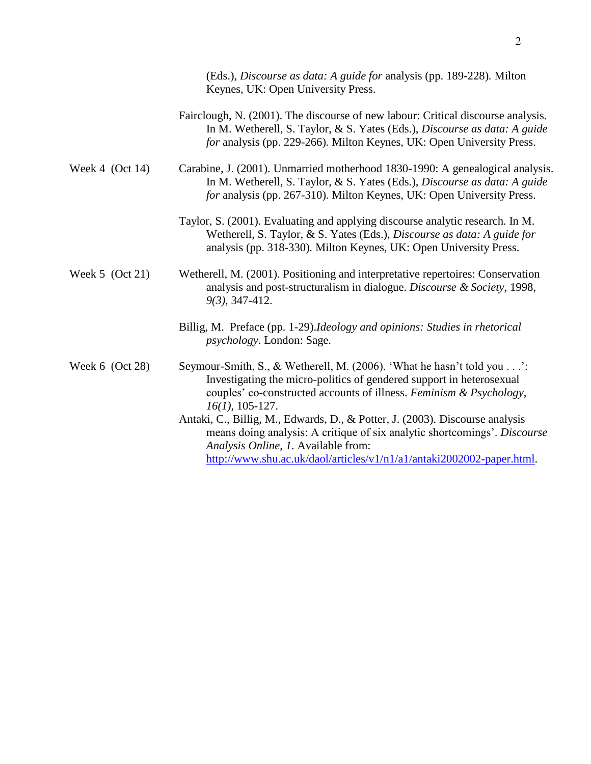(Eds.), *Discourse as data: A guide for* analysis (pp. 189-228). Milton Keynes, UK: Open University Press.

Fairclough, N. (2001). The discourse of new labour: Critical discourse analysis. In M. Wetherell, S. Taylor, & S. Yates (Eds.), *Discourse as data: A guide for* analysis (pp. 229-266). Milton Keynes, UK: Open University Press.

Week 4 (Oct 14)

Carabine, J. (2001). Unmarried motherhood 1830-1990: A genealogical analysis. In M. Wetherell, S. Taylor, & S. Yates (Eds.), *Discourse as data: A guide for* analysis (pp. 267-310). Milton Keynes, UK: Open University Press.

Taylor, S. (2001). Evaluating and applying discourse analytic research. In M. Wetherell, S. Taylor, & S. Yates (Eds.), *Discourse as data: A guide for* analysis (pp. 318-330). Milton Keynes, UK: Open University Press.

Week 5 (Oct 21)

Wetherell, M. (2001). Positioning and interpretative repertoires: Conservation analysis and post-structuralism in dialogue. *Discourse & Society*, 1998, *9(3)*, 347-412.

Billig, M. Preface (pp. 1-29).*Ideology and opinions: Studies in rhetorical psychology*. London: Sage.

Week 6 (Oct 28)

Seymour-Smith, S., & Wetherell, M. (2006). 'What he hasn't told you . . .': Investigating the micro-politics of gendered support in heterosexual couples' co-constructed accounts of illness. *Feminism & Psychology*, *16(1)*, 105-127.

Antaki, C., Billig, M., Edwards, D., & Potter, J. (2003). Discourse analysis means doing analysis: A critique of six analytic shortcomings'. *Discourse Analysis Online*, *1*. Available from: http://www.shu.ac.uk/daol/articles/v1/n1/a1/antaki2002002-paper.html.